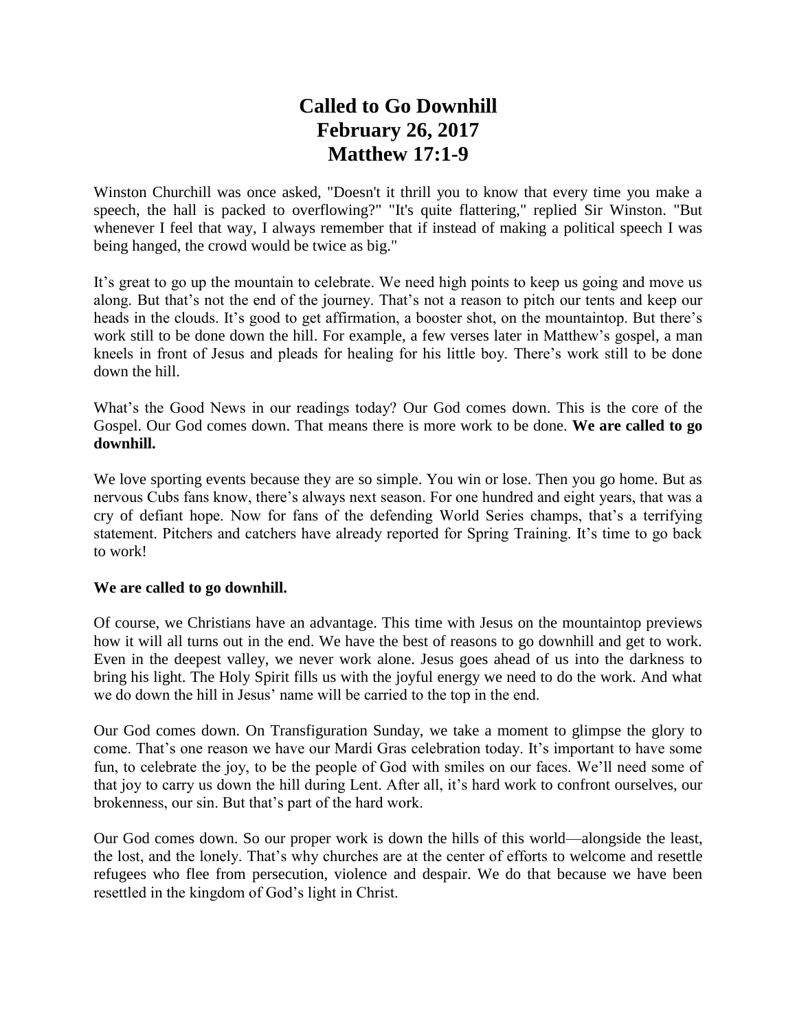# Called to Go Downhill
# February 26, 2017
# Matthew 17:1-9

Winston Churchill was once asked, "Doesn't it thrill you to know that every time you make a speech, the hall is packed to overflowing?" "It's quite flattering," replied Sir Winston. "But whenever I feel that way, I always remember that if instead of making a political speech I was being hanged, the crowd would be twice as big."

It's great to go up the mountain to celebrate. We need high points to keep us going and move us along. But that's not the end of the journey. That's not a reason to pitch our tents and keep our heads in the clouds. It's good to get affirmation, a booster shot, on the mountaintop. But there's work still to be done down the hill. For example, a few verses later in Matthew's gospel, a man kneels in front of Jesus and pleads for healing for his little boy. There's work still to be done down the hill.

What's the Good News in our readings today? Our God comes down. This is the core of the Gospel. Our God comes down. That means there is more work to be done. **We are called to go downhill.**

We love sporting events because they are so simple. You win or lose. Then you go home. But as nervous Cubs fans know, there's always next season. For one hundred and eight years, that was a cry of defiant hope. Now for fans of the defending World Series champs, that's a terrifying statement. Pitchers and catchers have already reported for Spring Training. It's time to go back to work!

**We are called to go downhill.**

Of course, we Christians have an advantage. This time with Jesus on the mountaintop previews how it will all turns out in the end. We have the best of reasons to go downhill and get to work. Even in the deepest valley, we never work alone. Jesus goes ahead of us into the darkness to bring his light. The Holy Spirit fills us with the joyful energy we need to do the work. And what we do down the hill in Jesus' name will be carried to the top in the end.

Our God comes down. On Transfiguration Sunday, we take a moment to glimpse the glory to come. That's one reason we have our Mardi Gras celebration today. It's important to have some fun, to celebrate the joy, to be the people of God with smiles on our faces. We'll need some of that joy to carry us down the hill during Lent. After all, it's hard work to confront ourselves, our brokenness, our sin. But that's part of the hard work.

Our God comes down. So our proper work is down the hills of this world—alongside the least, the lost, and the lonely. That's why churches are at the center of efforts to welcome and resettle refugees who flee from persecution, violence and despair. We do that because we have been resettled in the kingdom of God's light in Christ.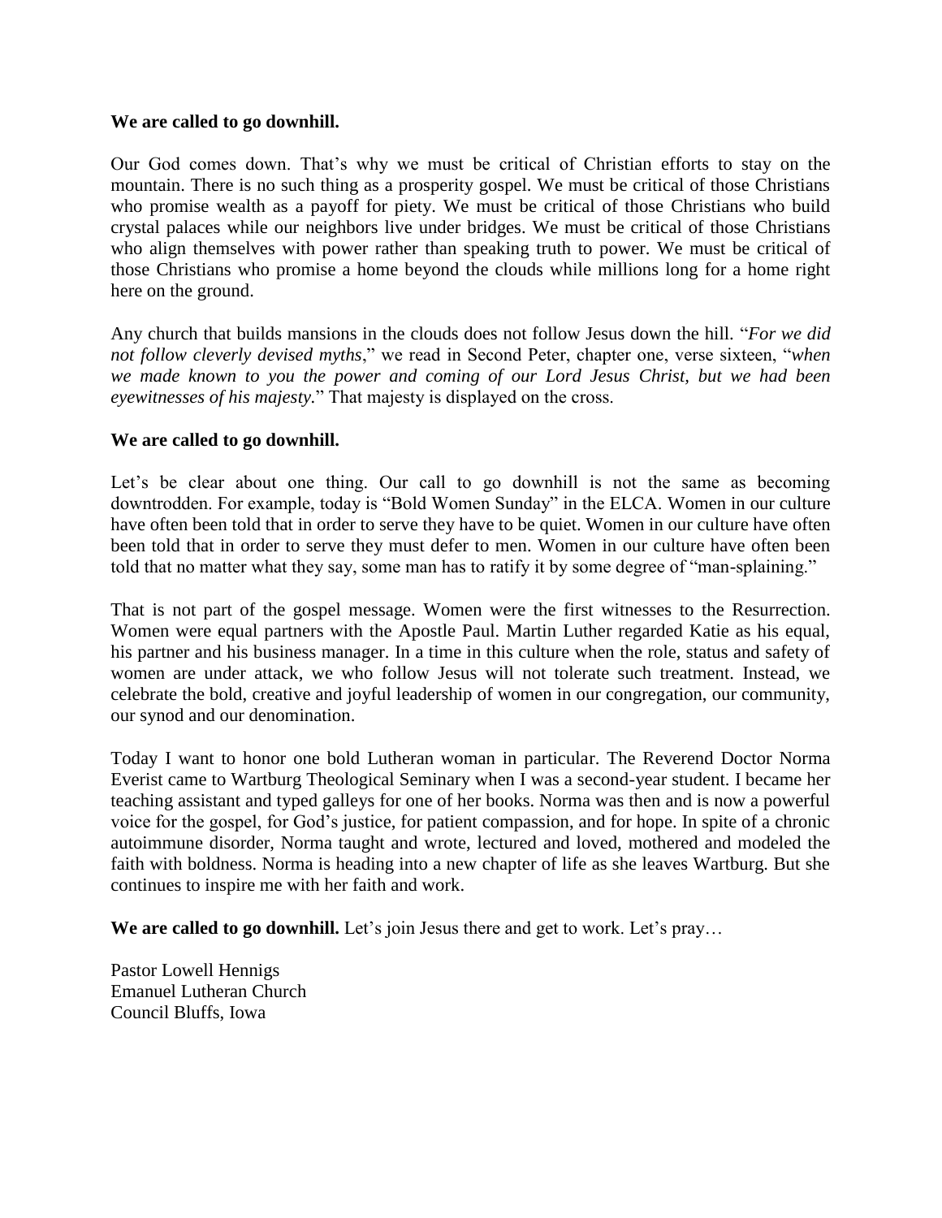**We are called to go downhill.**

Our God comes down. That's why we must be critical of Christian efforts to stay on the mountain. There is no such thing as a prosperity gospel. We must be critical of those Christians who promise wealth as a payoff for piety. We must be critical of those Christians who build crystal palaces while our neighbors live under bridges. We must be critical of those Christians who align themselves with power rather than speaking truth to power. We must be critical of those Christians who promise a home beyond the clouds while millions long for a home right here on the ground.

Any church that builds mansions in the clouds does not follow Jesus down the hill. "*For we did not follow cleverly devised myths*," we read in Second Peter, chapter one, verse sixteen, "*when we made known to you the power and coming of our Lord Jesus Christ, but we had been eyewitnesses of his majesty.*" That majesty is displayed on the cross.

**We are called to go downhill.**

Let's be clear about one thing. Our call to go downhill is not the same as becoming downtrodden. For example, today is "Bold Women Sunday" in the ELCA. Women in our culture have often been told that in order to serve they have to be quiet. Women in our culture have often been told that in order to serve they must defer to men. Women in our culture have often been told that no matter what they say, some man has to ratify it by some degree of "man-splaining."

That is not part of the gospel message. Women were the first witnesses to the Resurrection. Women were equal partners with the Apostle Paul. Martin Luther regarded Katie as his equal, his partner and his business manager. In a time in this culture when the role, status and safety of women are under attack, we who follow Jesus will not tolerate such treatment. Instead, we celebrate the bold, creative and joyful leadership of women in our congregation, our community, our synod and our denomination.

Today I want to honor one bold Lutheran woman in particular. The Reverend Doctor Norma Everist came to Wartburg Theological Seminary when I was a second-year student. I became her teaching assistant and typed galleys for one of her books. Norma was then and is now a powerful voice for the gospel, for God's justice, for patient compassion, and for hope. In spite of a chronic autoimmune disorder, Norma taught and wrote, lectured and loved, mothered and modeled the faith with boldness. Norma is heading into a new chapter of life as she leaves Wartburg. But she continues to inspire me with her faith and work.

**We are called to go downhill.** Let's join Jesus there and get to work. Let's pray…

Pastor Lowell Hennigs
Emanuel Lutheran Church
Council Bluffs, Iowa